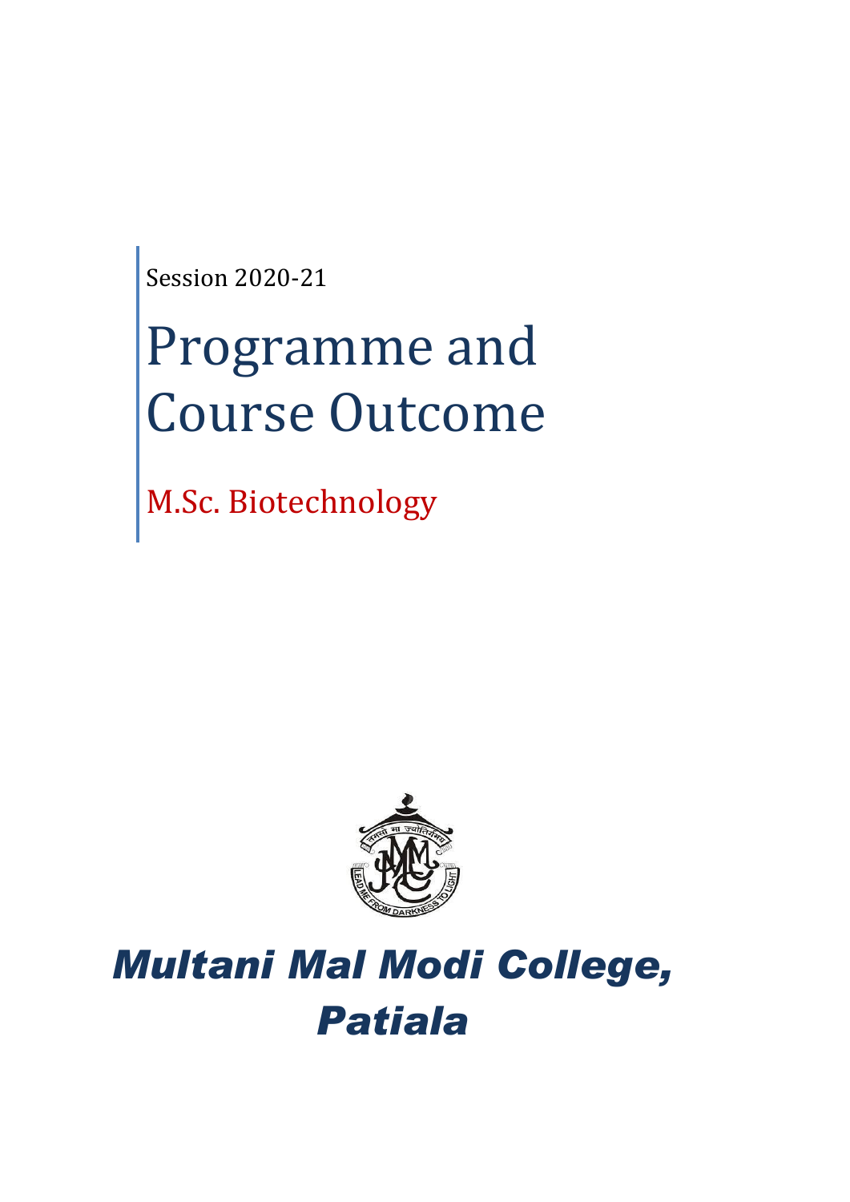Session 2020-21

# Programme and Course Outcome

## M.Sc. Biotechnology

***Multani Mal Modi College, Patiala***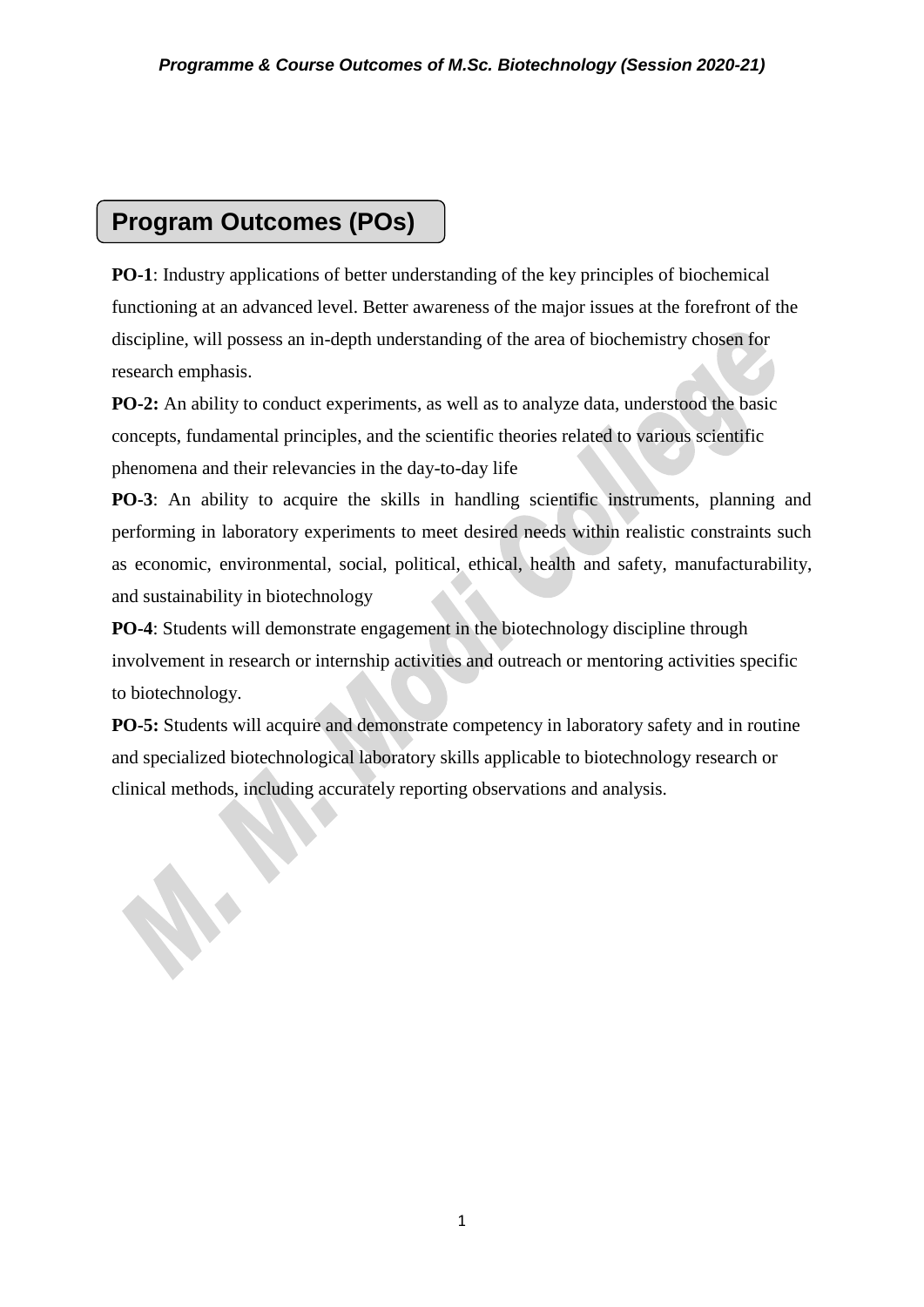## Program Outcomes (POs)

**PO-1**: Industry applications of better understanding of the key principles of biochemical functioning at an advanced level. Better awareness of the major issues at the forefront of the discipline, will possess an in-depth understanding of the area of biochemistry chosen for research emphasis.

**PO-2:** An ability to conduct experiments, as well as to analyze data, understood the basic concepts, fundamental principles, and the scientific theories related to various scientific phenomena and their relevancies in the day-to-day life

**PO-3**: An ability to acquire the skills in handling scientific instruments, planning and performing in laboratory experiments to meet desired needs within realistic constraints such as economic, environmental, social, political, ethical, health and safety, manufacturability, and sustainability in biotechnology

**PO-4**: Students will demonstrate engagement in the biotechnology discipline through involvement in research or internship activities and outreach or mentoring activities specific to biotechnology.

**PO-5:** Students will acquire and demonstrate competency in laboratory safety and in routine and specialized biotechnological laboratory skills applicable to biotechnology research or clinical methods, including accurately reporting observations and analysis.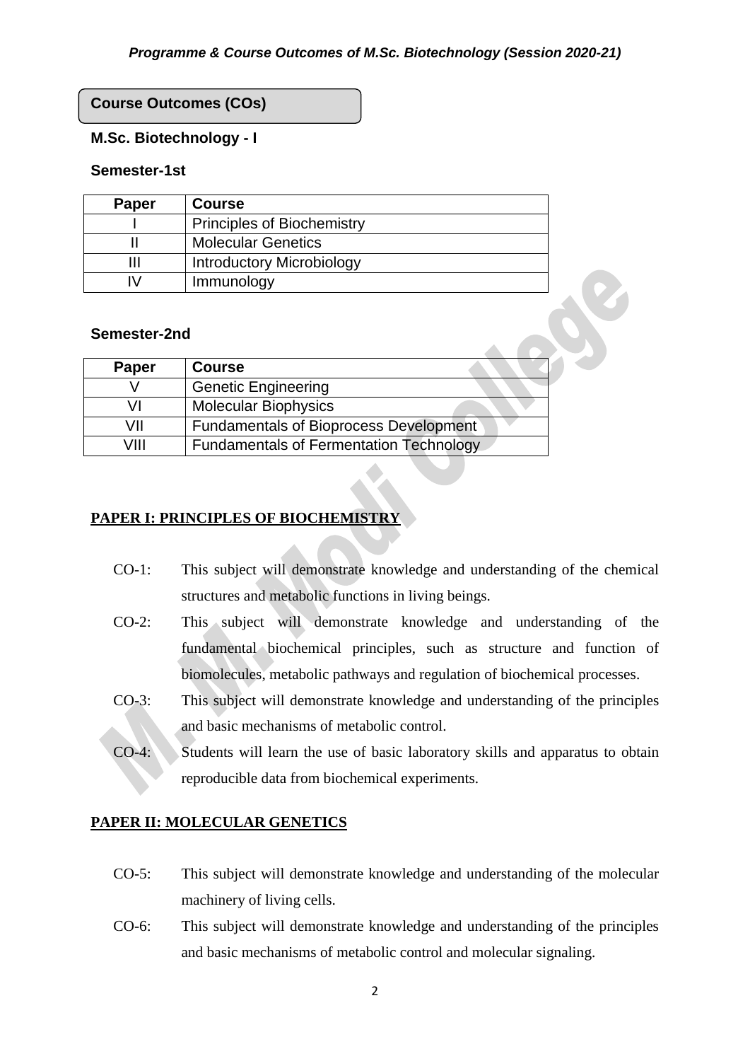## Course Outcomes (COs)

### M.Sc. Biotechnology - I

#### Semester-1st

| Paper | Course |
|---|---|
| I | Principles of Biochemistry |
| II | Molecular Genetics |
| III | Introductory Microbiology |
| IV | Immunology |

#### Semester-2nd

| Paper | Course |
|---|---|
| V | Genetic Engineering |
| VI | Molecular Biophysics |
| VII | Fundamentals of Bioprocess Development |
| VIII | Fundamentals of Fermentation Technology |

**PAPER I: PRINCIPLES OF BIOCHEMISTRY**

- CO-1: This subject will demonstrate knowledge and understanding of the chemical structures and metabolic functions in living beings.
- CO-2: This subject will demonstrate knowledge and understanding of the fundamental biochemical principles, such as structure and function of biomolecules, metabolic pathways and regulation of biochemical processes.
- CO-3: This subject will demonstrate knowledge and understanding of the principles and basic mechanisms of metabolic control.
- CO-4: Students will learn the use of basic laboratory skills and apparatus to obtain reproducible data from biochemical experiments.

**PAPER II: MOLECULAR GENETICS**

- CO-5: This subject will demonstrate knowledge and understanding of the molecular machinery of living cells.
- CO-6: This subject will demonstrate knowledge and understanding of the principles and basic mechanisms of metabolic control and molecular signaling.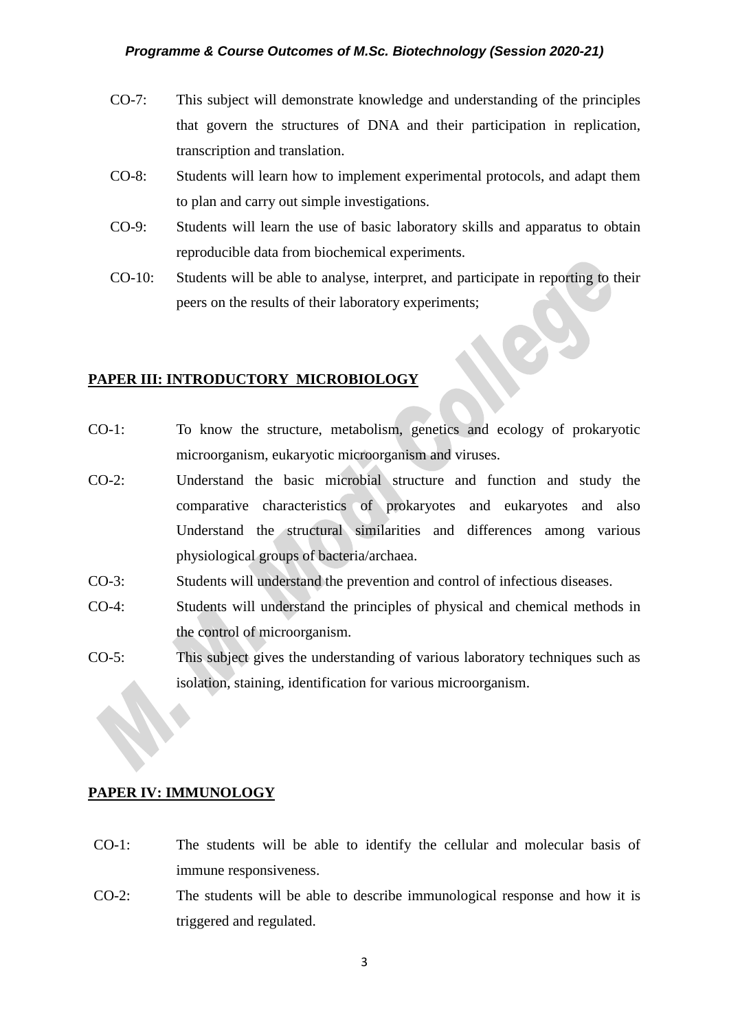CO-7: This subject will demonstrate knowledge and understanding of the principles that govern the structures of DNA and their participation in replication, transcription and translation.

CO-8: Students will learn how to implement experimental protocols, and adapt them to plan and carry out simple investigations.

CO-9: Students will learn the use of basic laboratory skills and apparatus to obtain reproducible data from biochemical experiments.

CO-10: Students will be able to analyse, interpret, and participate in reporting to their peers on the results of their laboratory experiments;

## PAPER III: INTRODUCTORY MICROBIOLOGY

CO-1: To know the structure, metabolism, genetics and ecology of prokaryotic microorganism, eukaryotic microorganism and viruses.

CO-2: Understand the basic microbial structure and function and study the comparative characteristics of prokaryotes and eukaryotes and also Understand the structural similarities and differences among various physiological groups of bacteria/archaea.

CO-3: Students will understand the prevention and control of infectious diseases.

CO-4: Students will understand the principles of physical and chemical methods in the control of microorganism.

CO-5: This subject gives the understanding of various laboratory techniques such as isolation, staining, identification for various microorganism.

## PAPER IV: IMMUNOLOGY

CO-1: The students will be able to identify the cellular and molecular basis of immune responsiveness.

CO-2: The students will be able to describe immunological response and how it is triggered and regulated.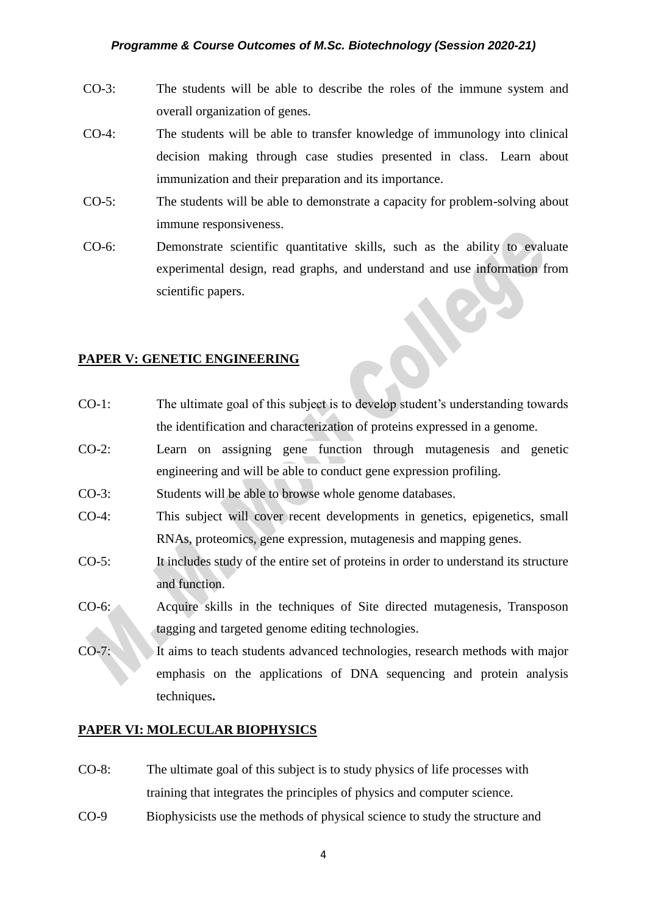CO-3: The students will be able to describe the roles of the immune system and overall organization of genes.

CO-4: The students will be able to transfer knowledge of immunology into clinical decision making through case studies presented in class. Learn about immunization and their preparation and its importance.

CO-5: The students will be able to demonstrate a capacity for problem-solving about immune responsiveness.

CO-6: Demonstrate scientific quantitative skills, such as the ability to evaluate experimental design, read graphs, and understand and use information from scientific papers.

**PAPER V: GENETIC ENGINEERING**

CO-1: The ultimate goal of this subject is to develop student's understanding towards the identification and characterization of proteins expressed in a genome.

CO-2: Learn on assigning gene function through mutagenesis and genetic engineering and will be able to conduct gene expression profiling.

CO-3: Students will be able to browse whole genome databases.

CO-4: This subject will cover recent developments in genetics, epigenetics, small RNAs, proteomics, gene expression, mutagenesis and mapping genes.

CO-5: It includes study of the entire set of proteins in order to understand its structure and function.

CO-6: Acquire skills in the techniques of Site directed mutagenesis, Transposon tagging and targeted genome editing technologies.

CO-7: It aims to teach students advanced technologies, research methods with major emphasis on the applications of DNA sequencing and protein analysis techniques**.**

**PAPER VI: MOLECULAR BIOPHYSICS**

CO-8: The ultimate goal of this subject is to study physics of life processes with training that integrates the principles of physics and computer science.

CO-9 Biophysicists use the methods of physical science to study the structure and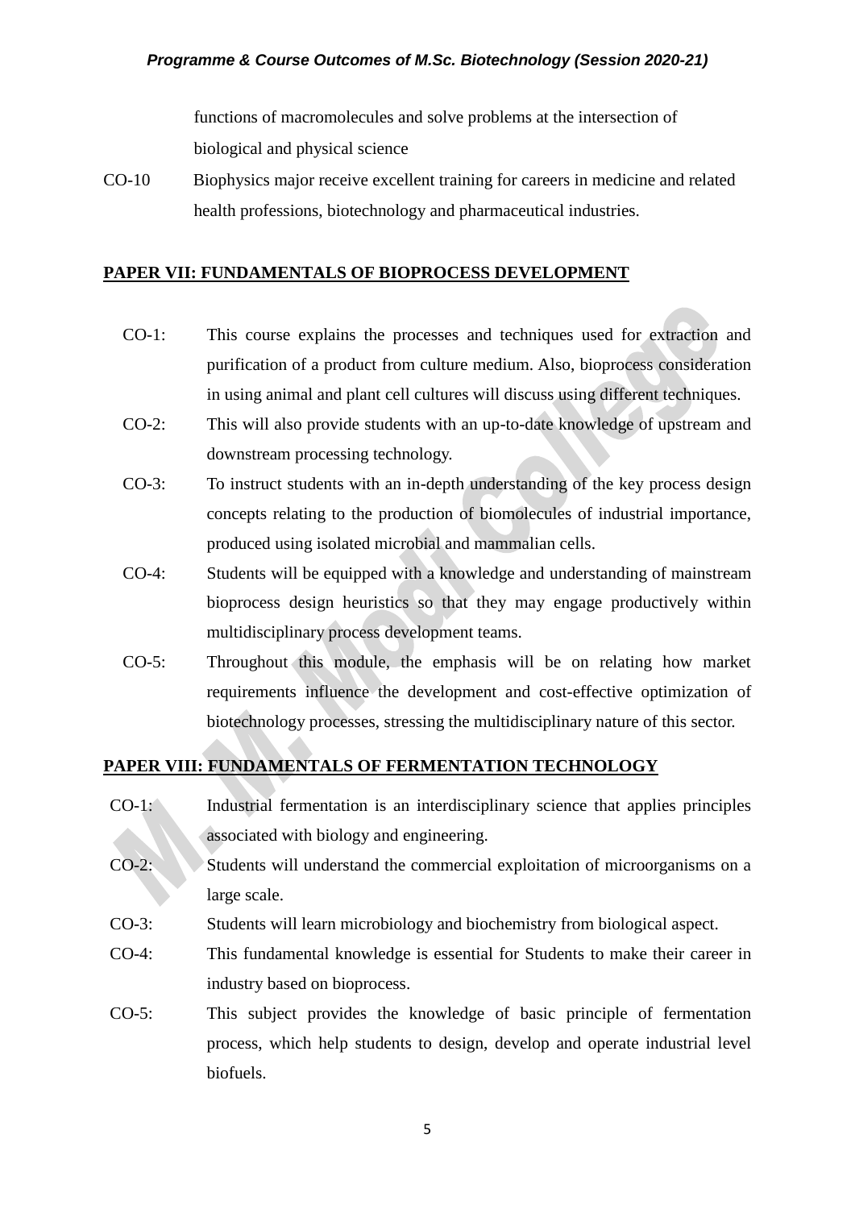functions of macromolecules and solve problems at the intersection of biological and physical science

CO-10 Biophysics major receive excellent training for careers in medicine and related health professions, biotechnology and pharmaceutical industries.

## PAPER VII: FUNDAMENTALS OF BIOPROCESS DEVELOPMENT

CO-1: This course explains the processes and techniques used for extraction and purification of a product from culture medium. Also, bioprocess consideration in using animal and plant cell cultures will discuss using different techniques.

CO-2: This will also provide students with an up-to-date knowledge of upstream and downstream processing technology.

CO-3: To instruct students with an in-depth understanding of the key process design concepts relating to the production of biomolecules of industrial importance, produced using isolated microbial and mammalian cells.

CO-4: Students will be equipped with a knowledge and understanding of mainstream bioprocess design heuristics so that they may engage productively within multidisciplinary process development teams.

CO-5: Throughout this module, the emphasis will be on relating how market requirements influence the development and cost-effective optimization of biotechnology processes, stressing the multidisciplinary nature of this sector.

## PAPER VIII: FUNDAMENTALS OF FERMENTATION TECHNOLOGY

CO-1: Industrial fermentation is an interdisciplinary science that applies principles associated with biology and engineering.

CO-2: Students will understand the commercial exploitation of microorganisms on a large scale.

CO-3: Students will learn microbiology and biochemistry from biological aspect.

CO-4: This fundamental knowledge is essential for Students to make their career in industry based on bioprocess.

CO-5: This subject provides the knowledge of basic principle of fermentation process, which help students to design, develop and operate industrial level biofuels.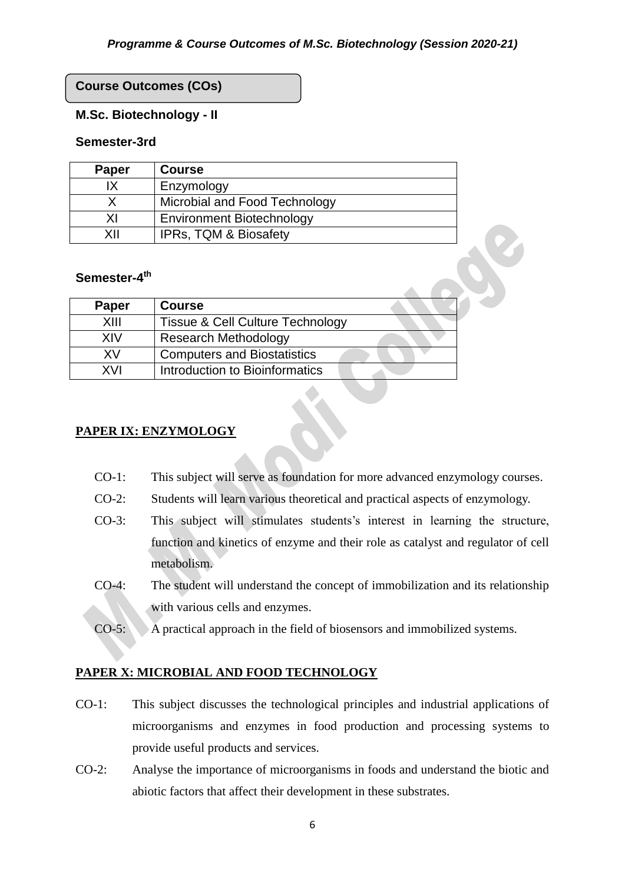## Course Outcomes (COs)

### M.Sc. Biotechnology - II

#### Semester-3rd

| Paper | Course |
| --- | --- |
| IX | Enzymology |
| X | Microbial and Food Technology |
| XI | Environment Biotechnology |
| XII | IPRs, TQM & Biosafety |

#### Semester-4th

| Paper | Course |
| --- | --- |
| XIII | Tissue & Cell Culture Technology |
| XIV | Research Methodology |
| XV | Computers and Biostatistics |
| XVI | Introduction to Bioinformatics |

### PAPER IX: ENZYMOLOGY

- CO-1: This subject will serve as foundation for more advanced enzymology courses.
- CO-2: Students will learn various theoretical and practical aspects of enzymology.
- CO-3: This subject will stimulates students's interest in learning the structure, function and kinetics of enzyme and their role as catalyst and regulator of cell metabolism.
- CO-4: The student will understand the concept of immobilization and its relationship with various cells and enzymes.
- CO-5: A practical approach in the field of biosensors and immobilized systems.

### PAPER X: MICROBIAL AND FOOD TECHNOLOGY

- CO-1: This subject discusses the technological principles and industrial applications of microorganisms and enzymes in food production and processing systems to provide useful products and services.
- CO-2: Analyse the importance of microorganisms in foods and understand the biotic and abiotic factors that affect their development in these substrates.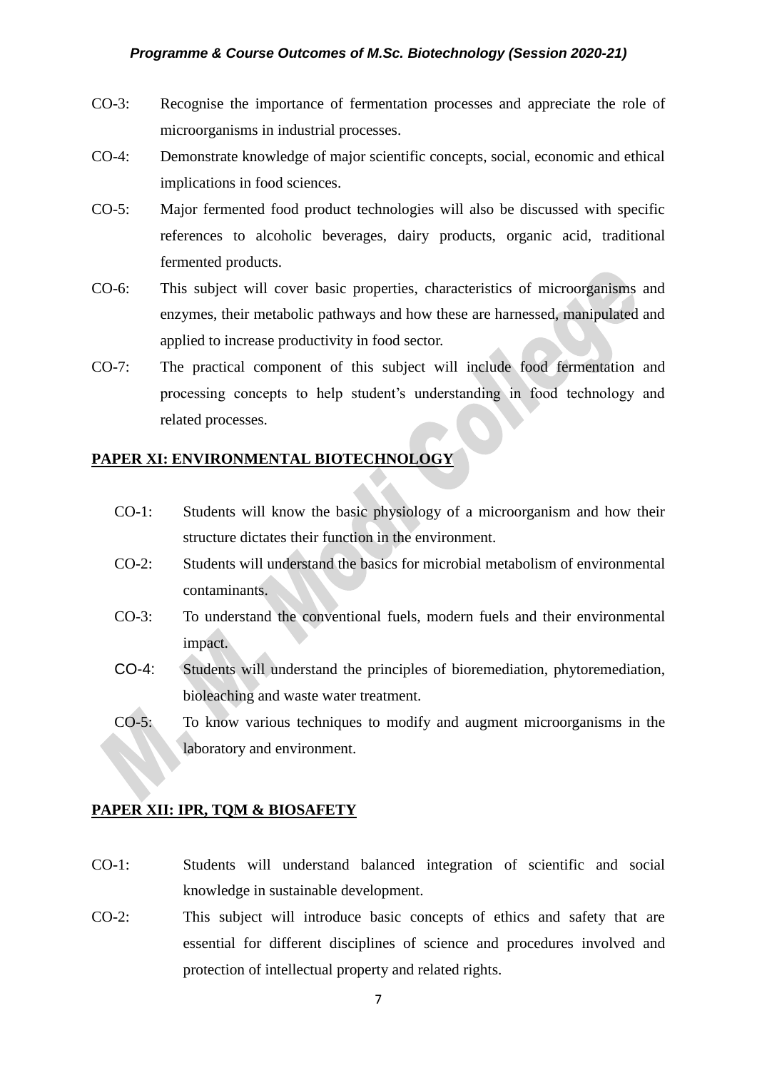CO-3: Recognise the importance of fermentation processes and appreciate the role of microorganisms in industrial processes.

CO-4: Demonstrate knowledge of major scientific concepts, social, economic and ethical implications in food sciences.

CO-5: Major fermented food product technologies will also be discussed with specific references to alcoholic beverages, dairy products, organic acid, traditional fermented products.

CO-6: This subject will cover basic properties, characteristics of microorganisms and enzymes, their metabolic pathways and how these are harnessed, manipulated and applied to increase productivity in food sector.

CO-7: The practical component of this subject will include food fermentation and processing concepts to help student's understanding in food technology and related processes.

**PAPER XI: ENVIRONMENTAL BIOTECHNOLOGY**

CO-1: Students will know the basic physiology of a microorganism and how their structure dictates their function in the environment.

CO-2: Students will understand the basics for microbial metabolism of environmental contaminants.

CO-3: To understand the conventional fuels, modern fuels and their environmental impact.

CO-4: Students will understand the principles of bioremediation, phytoremediation, bioleaching and waste water treatment.

CO-5: To know various techniques to modify and augment microorganisms in the laboratory and environment.

**PAPER XII: IPR, TQM & BIOSAFETY**

CO-1: Students will understand balanced integration of scientific and social knowledge in sustainable development.

CO-2: This subject will introduce basic concepts of ethics and safety that are essential for different disciplines of science and procedures involved and protection of intellectual property and related rights.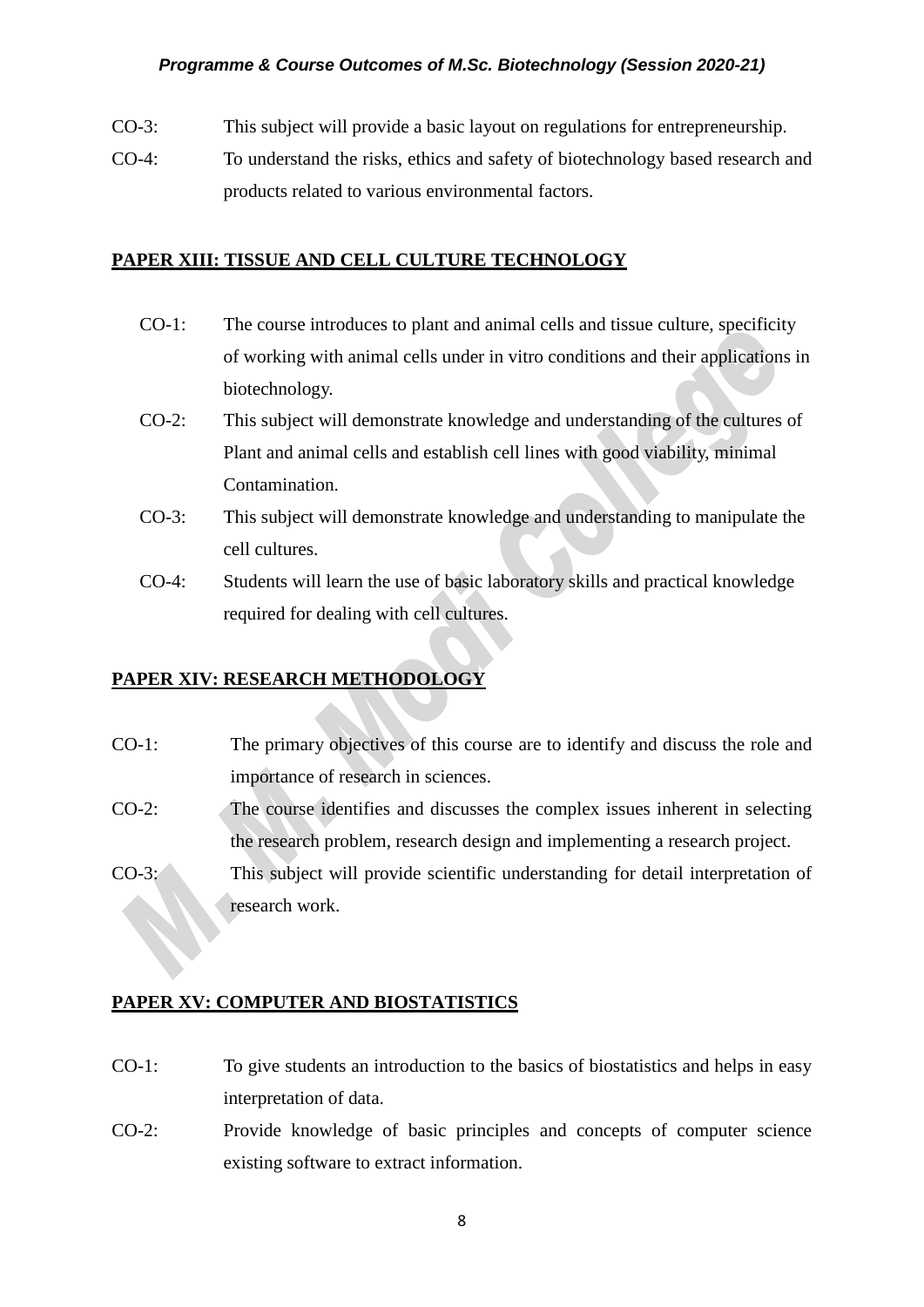CO-3: This subject will provide a basic layout on regulations for entrepreneurship.

CO-4: To understand the risks, ethics and safety of biotechnology based research and products related to various environmental factors.

**PAPER XIII: TISSUE AND CELL CULTURE TECHNOLOGY**

CO-1: The course introduces to plant and animal cells and tissue culture, specificity of working with animal cells under in vitro conditions and their applications in biotechnology.

CO-2: This subject will demonstrate knowledge and understanding of the cultures of Plant and animal cells and establish cell lines with good viability, minimal Contamination.

CO-3: This subject will demonstrate knowledge and understanding to manipulate the cell cultures.

CO-4: Students will learn the use of basic laboratory skills and practical knowledge required for dealing with cell cultures.

**PAPER XIV: RESEARCH METHODOLOGY**

CO-1: The primary objectives of this course are to identify and discuss the role and importance of research in sciences.

CO-2: The course identifies and discusses the complex issues inherent in selecting the research problem, research design and implementing a research project.

CO-3: This subject will provide scientific understanding for detail interpretation of research work.

**PAPER XV: COMPUTER AND BIOSTATISTICS**

CO-1: To give students an introduction to the basics of biostatistics and helps in easy interpretation of data.

CO-2: Provide knowledge of basic principles and concepts of computer science existing software to extract information.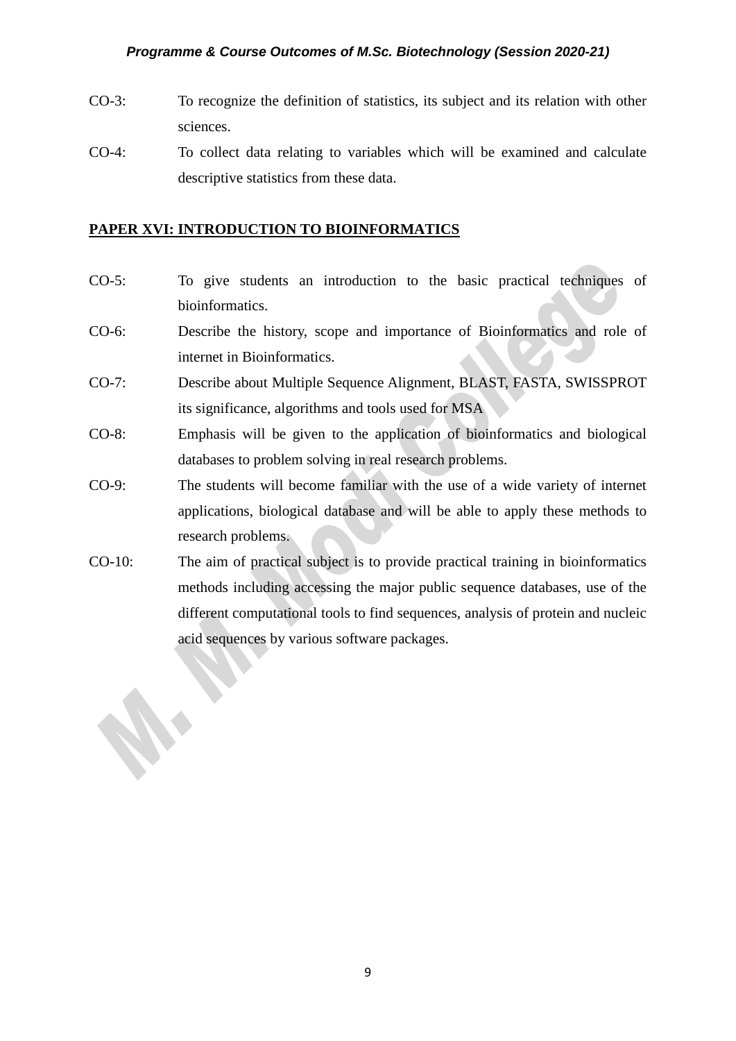CO-3: To recognize the definition of statistics, its subject and its relation with other sciences.

CO-4: To collect data relating to variables which will be examined and calculate descriptive statistics from these data.

## PAPER XVI: INTRODUCTION TO BIOINFORMATICS

CO-5: To give students an introduction to the basic practical techniques of bioinformatics.

CO-6: Describe the history, scope and importance of Bioinformatics and role of internet in Bioinformatics.

CO-7: Describe about Multiple Sequence Alignment, BLAST, FASTA, SWISSPROT its significance, algorithms and tools used for MSA

CO-8: Emphasis will be given to the application of bioinformatics and biological databases to problem solving in real research problems.

CO-9: The students will become familiar with the use of a wide variety of internet applications, biological database and will be able to apply these methods to research problems.

CO-10: The aim of practical subject is to provide practical training in bioinformatics methods including accessing the major public sequence databases, use of the different computational tools to find sequences, analysis of protein and nucleic acid sequences by various software packages.